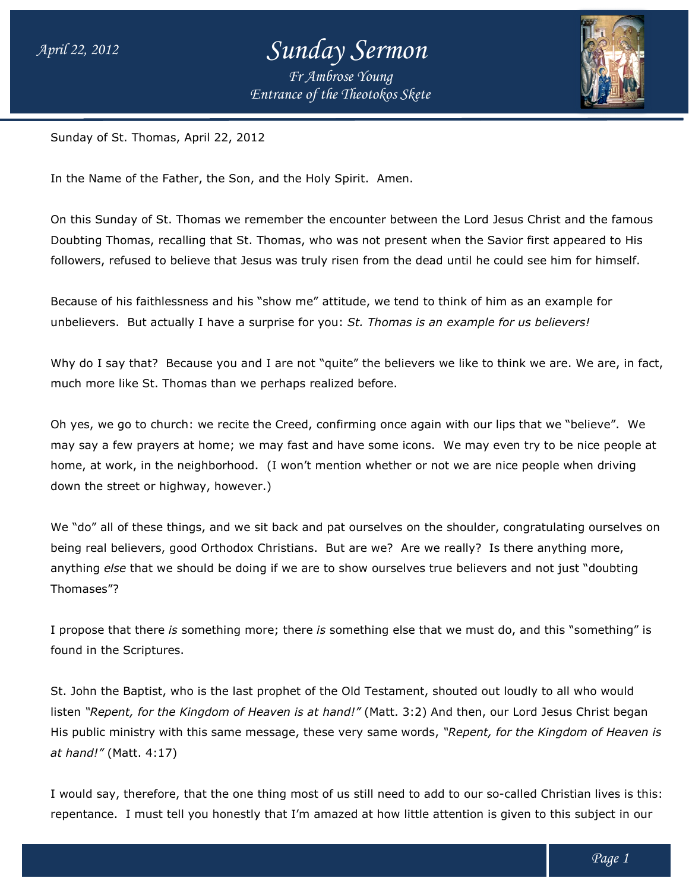Sunday of St. Thomas, April 22, 2012

In the Name of the Father, the Son, and the Holy Spirit. Amen.

On this Sunday of St. Thomas we remember the encounter between the Lord Jesus Christ and the famous Doubting Thomas, recalling that St. Thomas, who was not present when the Savior first appeared to His followers, refused to believe that Jesus was truly risen from the dead until he could see him for himself.

Because of his faithlessness and his "show me" attitude, we tend to think of him as an example for unbelievers. But actually I have a surprise for you: *St. Thomas is an example for us believers!*

Why do I say that? Because you and I are not "quite" the believers we like to think we are. We are, in fact, much more like St. Thomas than we perhaps realized before.

Oh yes, we go to church: we recite the Creed, confirming once again with our lips that we "believe". We may say a few prayers at home; we may fast and have some icons. We may even try to be nice people at home, at work, in the neighborhood. (I won't mention whether or not we are nice people when driving down the street or highway, however.)

We "do" all of these things, and we sit back and pat ourselves on the shoulder, congratulating ourselves on being real believers, good Orthodox Christians. But are we? Are we really? Is there anything more, anything *else* that we should be doing if we are to show ourselves true believers and not just "doubting Thomases"?

I propose that there *is* something more; there *is* something else that we must do, and this "something" is found in the Scriptures.

St. John the Baptist, who is the last prophet of the Old Testament, shouted out loudly to all who would listen *"Repent, for the Kingdom of Heaven is at hand!"* (Matt. 3:2) And then, our Lord Jesus Christ began His public ministry with this same message, these very same words, *"Repent, for the Kingdom of Heaven is at hand!"* (Matt. 4:17)

I would say, therefore, that the one thing most of us still need to add to our so-called Christian lives is this: repentance. I must tell you honestly that I'm amazed at how little attention is given to this subject in our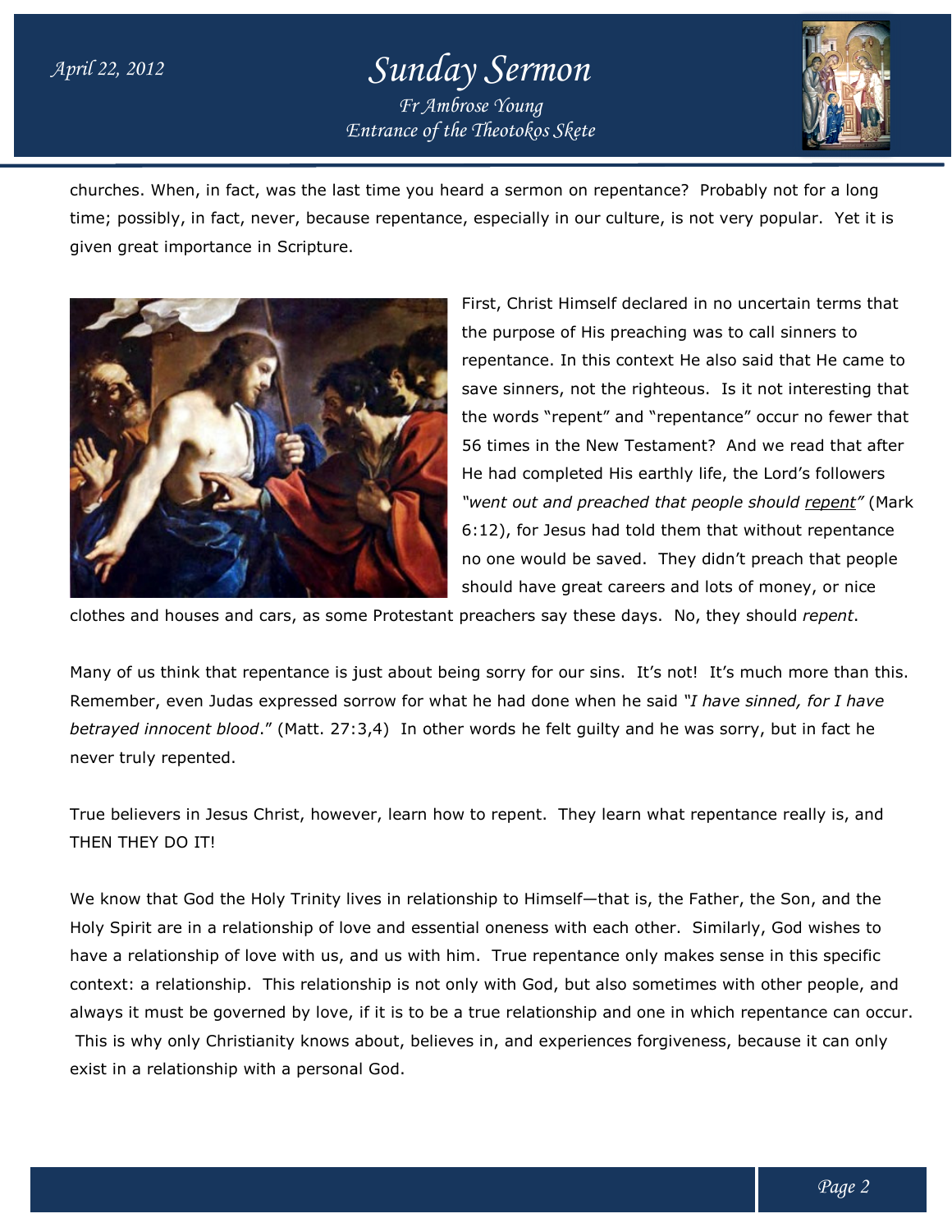churches. When, in fact, was the last time you heard a sermon on repentance? Probably not for a long time; possibly, in fact, never, because repentance, especially in our culture, is not very popular. Yet it is given great importance in Scripture.

First, Christ Himself declared in no uncertain terms that the purpose of His preaching was to call sinners to repentance. In this context He also said that He came to save sinners, not the righteous. Is it not interesting that the words "repent" and "repentance" occur no fewer that 56 times in the New Testament? And we read that after He had completed His earthly life, the Lord's followers *"went out and preached that people should repent"* (Mark 6:12), for Jesus had told them that without repentance no one would be saved. They didn't preach that people should have great careers and lots of money, or nice clothes and houses and cars, as some Protestant preachers say these days. No, they should *repent*.

Many of us think that repentance is just about being sorry for our sins. It's not! It's much more than this. Remember, even Judas expressed sorrow for what he had done when he said *"I have sinned, for I have betrayed innocent blood*." (Matt. 27:3,4) In other words he felt guilty and he was sorry, but in fact he never truly repented.

True believers in Jesus Christ, however, learn how to repent. They learn what repentance really is, and THEN THEY DO IT!

We know that God the Holy Trinity lives in relationship to Himself—that is, the Father, the Son, and the Holy Spirit are in a relationship of love and essential oneness with each other. Similarly, God wishes to have a relationship of love with us, and us with him. True repentance only makes sense in this specific context: a relationship. This relationship is not only with God, but also sometimes with other people, and always it must be governed by love, if it is to be a true relationship and one in which repentance can occur. This is why only Christianity knows about, believes in, and experiences forgiveness, because it can only exist in a relationship with a personal God.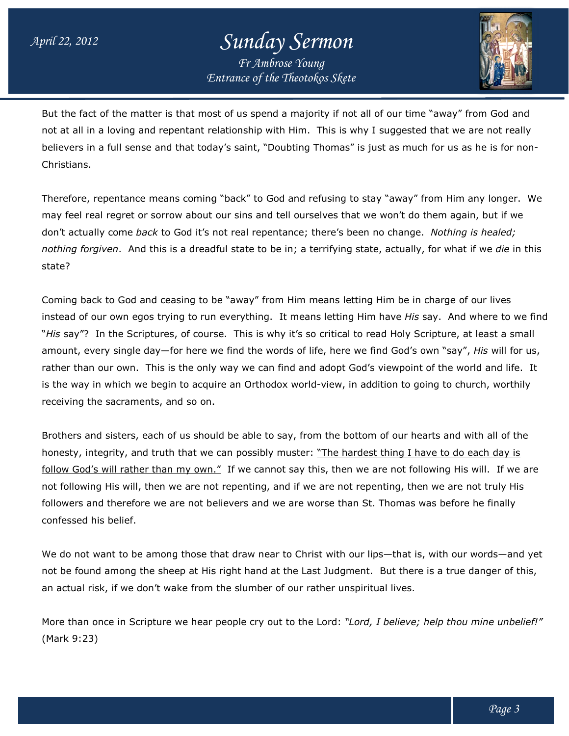But the fact of the matter is that most of us spend a majority if not all of our time "away" from God and not at all in a loving and repentant relationship with Him. This is why I suggested that we are not really believers in a full sense and that today's saint, "Doubting Thomas" is just as much for us as he is for non-Christians.

Therefore, repentance means coming "back" to God and refusing to stay "away" from Him any longer. We may feel real regret or sorrow about our sins and tell ourselves that we won't do them again, but if we don't actually come *back* to God it's not real repentance; there's been no change. *Nothing is healed; nothing forgiven*. And this is a dreadful state to be in; a terrifying state, actually, for what if we *die* in this state?

Coming back to God and ceasing to be "away" from Him means letting Him be in charge of our lives instead of our own egos trying to run everything. It means letting Him have *His* say. And where to we find "*His* say"? In the Scriptures, of course. This is why it's so critical to read Holy Scripture, at least a small amount, every single day—for here we find the words of life, here we find God's own "say", *His* will for us, rather than our own. This is the only way we can find and adopt God's viewpoint of the world and life. It is the way in which we begin to acquire an Orthodox world-view, in addition to going to church, worthily receiving the sacraments, and so on.

Brothers and sisters, each of us should be able to say, from the bottom of our hearts and with all of the honesty, integrity, and truth that we can possibly muster: <u>"The hardest thing I have to do each day is follow God's will rather than my own."</u> If we cannot say this, then we are not following His will. If we are not following His will, then we are not repenting, and if we are not repenting, then we are not truly His followers and therefore we are not believers and we are worse than St. Thomas was before he finally confessed his belief.

We do not want to be among those that draw near to Christ with our lips—that is, with our words—and yet not be found among the sheep at His right hand at the Last Judgment. But there is a true danger of this, an actual risk, if we don't wake from the slumber of our rather unspiritual lives.

More than once in Scripture we hear people cry out to the Lord: *"Lord, I believe; help thou mine unbelief!"* (Mark 9:23)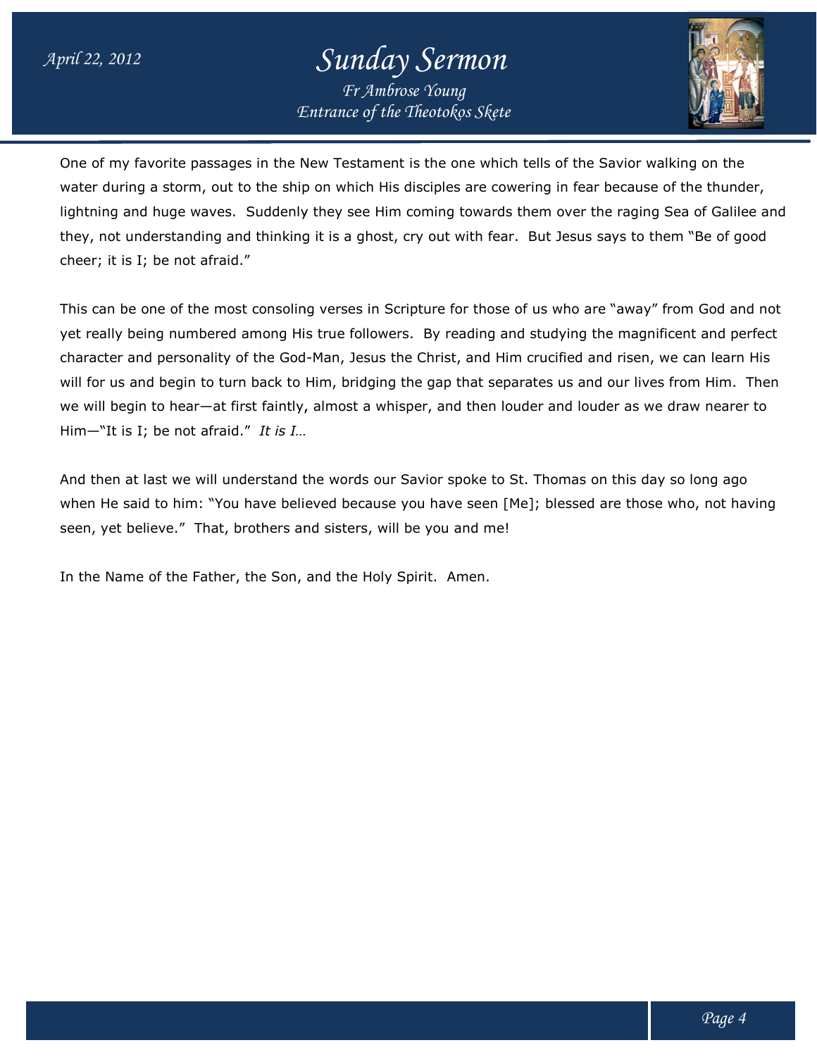One of my favorite passages in the New Testament is the one which tells of the Savior walking on the water during a storm, out to the ship on which His disciples are cowering in fear because of the thunder, lightning and huge waves. Suddenly they see Him coming towards them over the raging Sea of Galilee and they, not understanding and thinking it is a ghost, cry out with fear. But Jesus says to them "Be of good cheer; it is I; be not afraid."

This can be one of the most consoling verses in Scripture for those of us who are "away" from God and not yet really being numbered among His true followers. By reading and studying the magnificent and perfect character and personality of the God-Man, Jesus the Christ, and Him crucified and risen, we can learn His will for us and begin to turn back to Him, bridging the gap that separates us and our lives from Him. Then we will begin to hear—at first faintly, almost a whisper, and then louder and louder as we draw nearer to Him—"It is I; be not afraid." *It is I…*

And then at last we will understand the words our Savior spoke to St. Thomas on this day so long ago when He said to him: "You have believed because you have seen [Me]; blessed are those who, not having seen, yet believe." That, brothers and sisters, will be you and me!

In the Name of the Father, the Son, and the Holy Spirit. Amen.